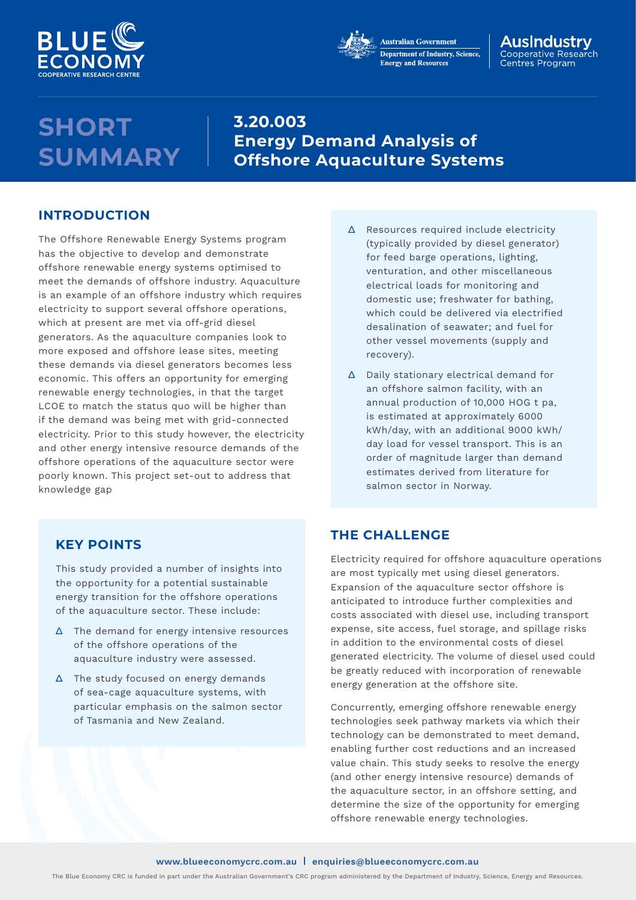# SHORT SUMMARY

## 3.20.003 Energy Demand Analysis of Offshore Aquaculture Systems

## INTRODUCTION

The Offshore Renewable Energy Systems program has the objective to develop and demonstrate offshore renewable energy systems optimised to meet the demands of offshore industry. Aquaculture is an example of an offshore industry which requires electricity to support several offshore operations, which at present are met via off-grid diesel generators. As the aquaculture companies look to more exposed and offshore lease sites, meeting these demands via diesel generators becomes less economic. This offers an opportunity for emerging renewable energy technologies, in that the target LCOE to match the status quo will be higher than if the demand was being met with grid-connected electricity. Prior to this study however, the electricity and other energy intensive resource demands of the offshore operations of the aquaculture sector were poorly known. This project set-out to address that knowledge gap

## KEY POINTS

This study provided a number of insights into the opportunity for a potential sustainable energy transition for the offshore operations of the aquaculture sector. These include:

- The demand for energy intensive resources of the offshore operations of the aquaculture industry were assessed.
- The study focused on energy demands of sea-cage aquaculture systems, with particular emphasis on the salmon sector of Tasmania and New Zealand.
- Resources required include electricity (typically provided by diesel generator) for feed barge operations, lighting, venturation, and other miscellaneous electrical loads for monitoring and domestic use; freshwater for bathing, which could be delivered via electrified desalination of seawater; and fuel for other vessel movements (supply and recovery).
- Daily stationary electrical demand for an offshore salmon facility, with an annual production of 10,000 HOG t pa, is estimated at approximately 6000 kWh/day, with an additional 9000 kWh/day load for vessel transport. This is an order of magnitude larger than demand estimates derived from literature for salmon sector in Norway.

## THE CHALLENGE

Electricity required for offshore aquaculture operations are most typically met using diesel generators. Expansion of the aquaculture sector offshore is anticipated to introduce further complexities and costs associated with diesel use, including transport expense, site access, fuel storage, and spillage risks in addition to the environmental costs of diesel generated electricity. The volume of diesel used could be greatly reduced with incorporation of renewable energy generation at the offshore site.

Concurrently, emerging offshore renewable energy technologies seek pathway markets via which their technology can be demonstrated to meet demand, enabling further cost reductions and an increased value chain. This study seeks to resolve the energy (and other energy intensive resource) demands of the aquaculture sector, in an offshore setting, and determine the size of the opportunity for emerging offshore renewable energy technologies.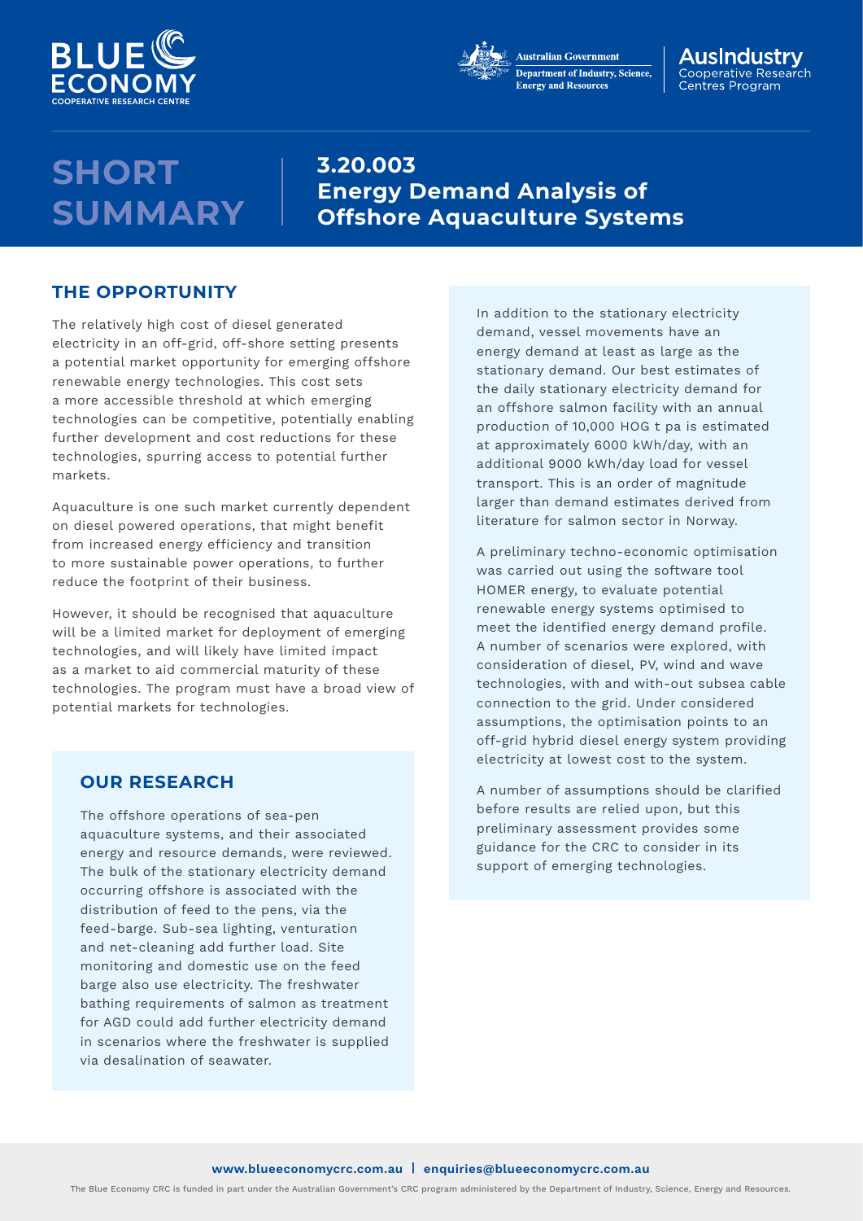# SHORT SUMMARY

## 3.20.003 Energy Demand Analysis of Offshore Aquaculture Systems

## THE OPPORTUNITY

The relatively high cost of diesel generated electricity in an off-grid, off-shore setting presents a potential market opportunity for emerging offshore renewable energy technologies. This cost sets a more accessible threshold at which emerging technologies can be competitive, potentially enabling further development and cost reductions for these technologies, spurring access to potential further markets.

Aquaculture is one such market currently dependent on diesel powered operations, that might benefit from increased energy efficiency and transition to more sustainable power operations, to further reduce the footprint of their business.

However, it should be recognised that aquaculture will be a limited market for deployment of emerging technologies, and will likely have limited impact as a market to aid commercial maturity of these technologies. The program must have a broad view of potential markets for technologies.

## OUR RESEARCH

The offshore operations of sea-pen aquaculture systems, and their associated energy and resource demands, were reviewed. The bulk of the stationary electricity demand occurring offshore is associated with the distribution of feed to the pens, via the feed-barge. Sub-sea lighting, venturation and net-cleaning add further load. Site monitoring and domestic use on the feed barge also use electricity. The freshwater bathing requirements of salmon as treatment for AGD could add further electricity demand in scenarios where the freshwater is supplied via desalination of seawater.

In addition to the stationary electricity demand, vessel movements have an energy demand at least as large as the stationary demand. Our best estimates of the daily stationary electricity demand for an offshore salmon facility with an annual production of 10,000 HOG t pa is estimated at approximately 6000 kWh/day, with an additional 9000 kWh/day load for vessel transport. This is an order of magnitude larger than demand estimates derived from literature for salmon sector in Norway.

A preliminary techno-economic optimisation was carried out using the software tool HOMER energy, to evaluate potential renewable energy systems optimised to meet the identified energy demand profile. A number of scenarios were explored, with consideration of diesel, PV, wind and wave technologies, with and with-out subsea cable connection to the grid. Under considered assumptions, the optimisation points to an off-grid hybrid diesel energy system providing electricity at lowest cost to the system.

A number of assumptions should be clarified before results are relied upon, but this preliminary assessment provides some guidance for the CRC to consider in its support of emerging technologies.

**www.blueeconomycrc.com.au | enquiries@blueeconomycrc.com.au**

The Blue Economy CRC is funded in part under the Australian Government's CRC program administered by the Department of Industry, Science, Energy and Resources.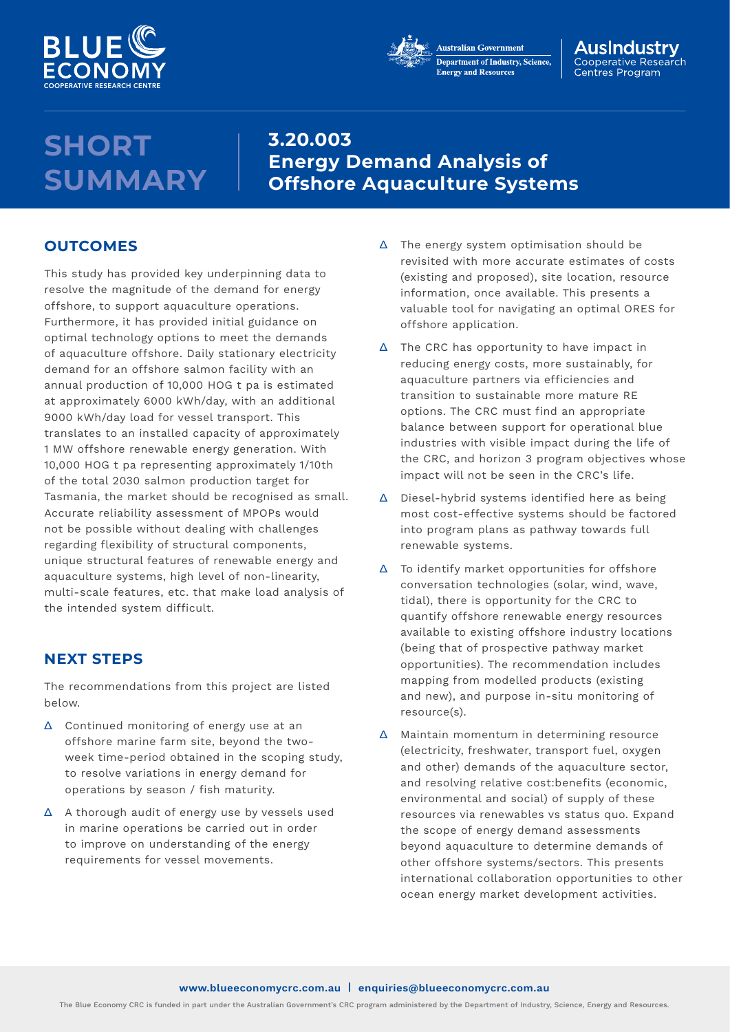# SHORT SUMMARY

## 3.20.003 Energy Demand Analysis of Offshore Aquaculture Systems

## OUTCOMES

This study has provided key underpinning data to resolve the magnitude of the demand for energy offshore, to support aquaculture operations. Furthermore, it has provided initial guidance on optimal technology options to meet the demands of aquaculture offshore. Daily stationary electricity demand for an offshore salmon facility with an annual production of 10,000 HOG t pa is estimated at approximately 6000 kWh/day, with an additional 9000 kWh/day load for vessel transport. This translates to an installed capacity of approximately 1 MW offshore renewable energy generation. With 10,000 HOG t pa representing approximately 1/10th of the total 2030 salmon production target for Tasmania, the market should be recognised as small. Accurate reliability assessment of MPOPs would not be possible without dealing with challenges regarding flexibility of structural components, unique structural features of renewable energy and aquaculture systems, high level of non-linearity, multi-scale features, etc. that make load analysis of the intended system difficult.

## NEXT STEPS

The recommendations from this project are listed below.

- Continued monitoring of energy use at an offshore marine farm site, beyond the two-week time-period obtained in the scoping study, to resolve variations in energy demand for operations by season / fish maturity.
- A thorough audit of energy use by vessels used in marine operations be carried out in order to improve on understanding of the energy requirements for vessel movements.
- The energy system optimisation should be revisited with more accurate estimates of costs (existing and proposed), site location, resource information, once available. This presents a valuable tool for navigating an optimal ORES for offshore application.
- The CRC has opportunity to have impact in reducing energy costs, more sustainably, for aquaculture partners via efficiencies and transition to sustainable more mature RE options. The CRC must find an appropriate balance between support for operational blue industries with visible impact during the life of the CRC, and horizon 3 program objectives whose impact will not be seen in the CRC's life.
- Diesel-hybrid systems identified here as being most cost-effective systems should be factored into program plans as pathway towards full renewable systems.
- To identify market opportunities for offshore conversation technologies (solar, wind, wave, tidal), there is opportunity for the CRC to quantify offshore renewable energy resources available to existing offshore industry locations (being that of prospective pathway market opportunities). The recommendation includes mapping from modelled products (existing and new), and purpose in-situ monitoring of resource(s).
- Maintain momentum in determining resource (electricity, freshwater, transport fuel, oxygen and other) demands of the aquaculture sector, and resolving relative cost:benefits (economic, environmental and social) of supply of these resources via renewables vs status quo. Expand the scope of energy demand assessments beyond aquaculture to determine demands of other offshore systems/sectors. This presents international collaboration opportunities to other ocean energy market development activities.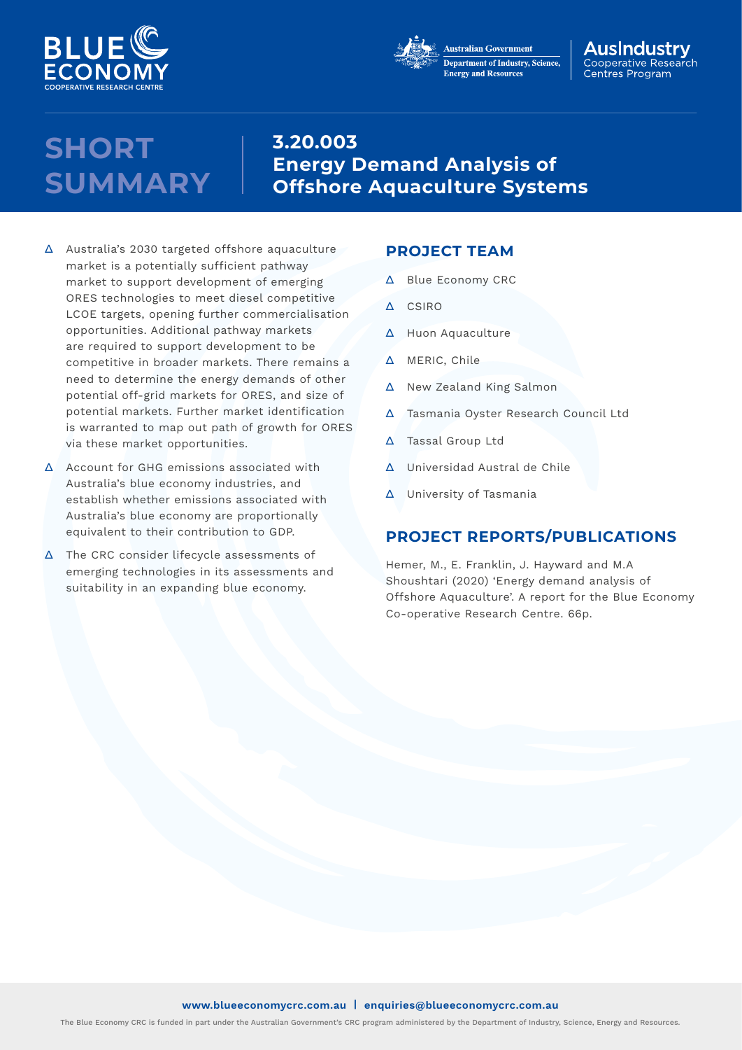# SHORT SUMMARY

## 3.20.003 Energy Demand Analysis of Offshore Aquaculture Systems

- Australia's 2030 targeted offshore aquaculture market is a potentially sufficient pathway market to support development of emerging ORES technologies to meet diesel competitive LCOE targets, opening further commercialisation opportunities. Additional pathway markets are required to support development to be competitive in broader markets. There remains a need to determine the energy demands of other potential off-grid markets for ORES, and size of potential markets. Further market identification is warranted to map out path of growth for ORES via these market opportunities.
- Account for GHG emissions associated with Australia's blue economy industries, and establish whether emissions associated with Australia's blue economy are proportionally equivalent to their contribution to GDP.
- The CRC consider lifecycle assessments of emerging technologies in its assessments and suitability in an expanding blue economy.

## PROJECT TEAM

- Blue Economy CRC
- CSIRO
- Huon Aquaculture
- MERIC, Chile
- New Zealand King Salmon
- Tasmania Oyster Research Council Ltd
- Tassal Group Ltd
- Universidad Austral de Chile
- University of Tasmania

## PROJECT REPORTS/PUBLICATIONS

Hemer, M., E. Franklin, J. Hayward and M.A Shoushtari (2020) 'Energy demand analysis of Offshore Aquaculture'. A report for the Blue Economy Co-operative Research Centre. 66p.

www.blueeconomycrc.com.au | enquiries@blueeconomycrc.com.au

The Blue Economy CRC is funded in part under the Australian Government's CRC program administered by the Department of Industry, Science, Energy and Resources.